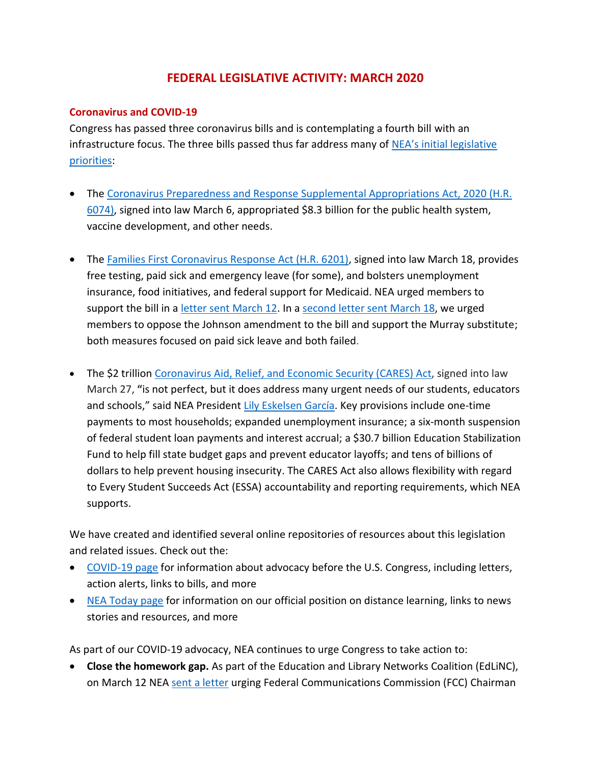# FEDERAL LEGISLATIVE ACTIVITY: MARCH 2020

## Coronavirus and COVID-19

Congress has passed three coronavirus bills and is contemplating a fourth bill with an infrastructure focus. The three bills passed thus far address many of NEA's initial legislative priorities:

- The Coronavirus Preparedness and Response Supplemental Appropriations Act, 2020 (H.R. 6074), signed into law March 6, appropriated $8.3 billion for the public health system, vaccine development, and other needs.

- The Families First Coronavirus Response Act (H.R. 6201), signed into law March 18, provides free testing, paid sick and emergency leave (for some), and bolsters unemployment insurance, food initiatives, and federal support for Medicaid. NEA urged members to support the bill in a letter sent March 12. In a second letter sent March 18, we urged members to oppose the Johnson amendment to the bill and support the Murray substitute; both measures focused on paid sick leave and both failed.

- The $2 trillion Coronavirus Aid, Relief, and Economic Security (CARES) Act, signed into law March 27, **"**is not perfect, but it does address many urgent needs of our students, educators and schools," said NEA President Lily Eskelsen García. Key provisions include one-time payments to most households; expanded unemployment insurance; a six-month suspension of federal student loan payments and interest accrual; a $30.7 billion Education Stabilization Fund to help fill state budget gaps and prevent educator layoffs; and tens of billions of dollars to help prevent housing insecurity. The CARES Act also allows flexibility with regard to Every Student Succeeds Act (ESSA) accountability and reporting requirements, which NEA supports.

We have created and identified several online repositories of resources about this legislation and related issues. Check out the:

- COVID-19 page for information about advocacy before the U.S. Congress, including letters, action alerts, links to bills, and more
- NEA Today page for information on our official position on distance learning, links to news stories and resources, and more

As part of our COVID-19 advocacy, NEA continues to urge Congress to take action to:

- **Close the homework gap.** As part of the Education and Library Networks Coalition (EdLiNC), on March 12 NEA sent a letter urging Federal Communications Commission (FCC) Chairman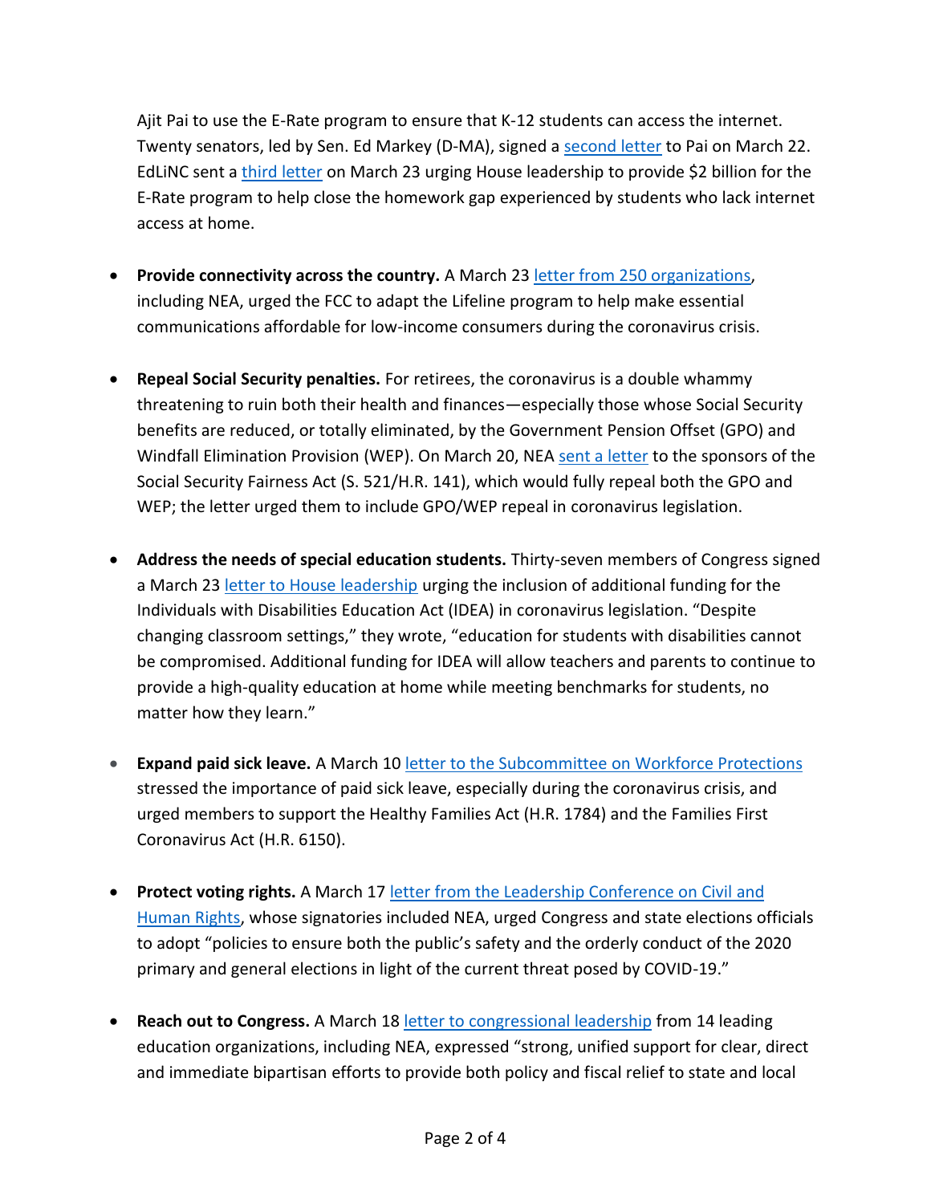Ajit Pai to use the E-Rate program to ensure that K-12 students can access the internet. Twenty senators, led by Sen. Ed Markey (D-MA), signed a second letter to Pai on March 22. EdLiNC sent a third letter on March 23 urging House leadership to provide $2 billion for the E-Rate program to help close the homework gap experienced by students who lack internet access at home.

- **Provide connectivity across the country.** A March 23 letter from 250 organizations, including NEA, urged the FCC to adapt the Lifeline program to help make essential communications affordable for low-income consumers during the coronavirus crisis.

- **Repeal Social Security penalties.** For retirees, the coronavirus is a double whammy threatening to ruin both their health and finances—especially those whose Social Security benefits are reduced, or totally eliminated, by the Government Pension Offset (GPO) and Windfall Elimination Provision (WEP). On March 20, NEA sent a letter to the sponsors of the Social Security Fairness Act (S. 521/H.R. 141), which would fully repeal both the GPO and WEP; the letter urged them to include GPO/WEP repeal in coronavirus legislation.

- **Address the needs of special education students.** Thirty-seven members of Congress signed a March 23 letter to House leadership urging the inclusion of additional funding for the Individuals with Disabilities Education Act (IDEA) in coronavirus legislation. "Despite changing classroom settings," they wrote, "education for students with disabilities cannot be compromised. Additional funding for IDEA will allow teachers and parents to continue to provide a high-quality education at home while meeting benchmarks for students, no matter how they learn."

- **Expand paid sick leave.** A March 10 letter to the Subcommittee on Workforce Protections stressed the importance of paid sick leave, especially during the coronavirus crisis, and urged members to support the Healthy Families Act (H.R. 1784) and the Families First Coronavirus Act (H.R. 6150).

- **Protect voting rights.** A March 17 letter from the Leadership Conference on Civil and Human Rights, whose signatories included NEA, urged Congress and state elections officials to adopt "policies to ensure both the public's safety and the orderly conduct of the 2020 primary and general elections in light of the current threat posed by COVID-19."

- **Reach out to Congress.** A March 18 letter to congressional leadership from 14 leading education organizations, including NEA, expressed "strong, unified support for clear, direct and immediate bipartisan efforts to provide both policy and fiscal relief to state and local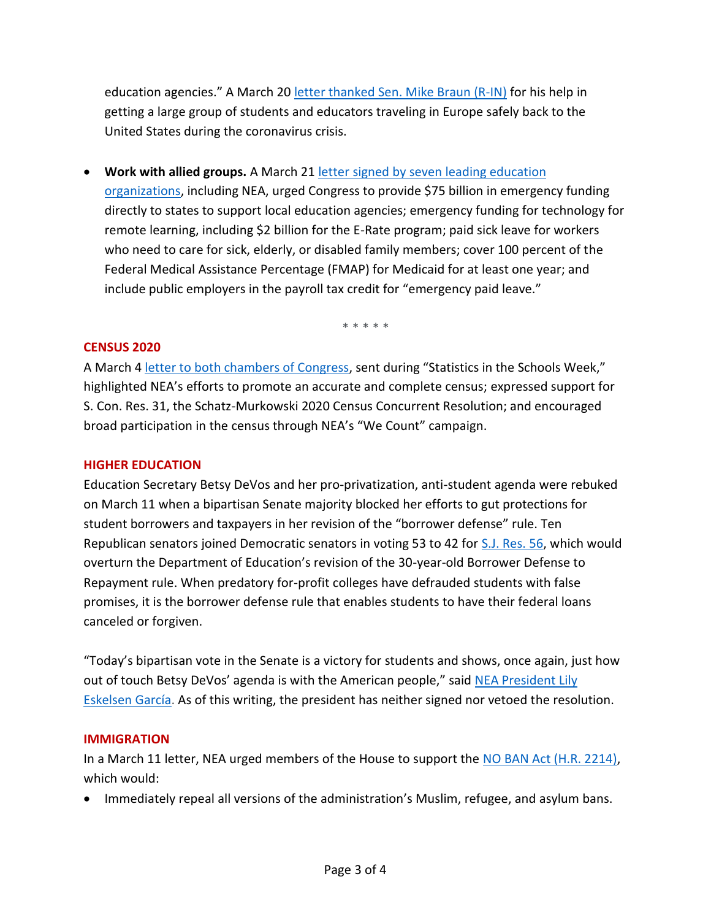education agencies." A March 20 letter thanked Sen. Mike Braun (R-IN) for his help in getting a large group of students and educators traveling in Europe safely back to the United States during the coronavirus crisis.

- **Work with allied groups.** A March 21 letter signed by seven leading education organizations, including NEA, urged Congress to provide $75 billion in emergency funding directly to states to support local education agencies; emergency funding for technology for remote learning, including $2 billion for the E-Rate program; paid sick leave for workers who need to care for sick, elderly, or disabled family members; cover 100 percent of the Federal Medical Assistance Percentage (FMAP) for Medicaid for at least one year; and include public employers in the payroll tax credit for "emergency paid leave."

\* \* \* \* \*

## CENSUS 2020

A March 4 letter to both chambers of Congress, sent during "Statistics in the Schools Week," highlighted NEA's efforts to promote an accurate and complete census; expressed support for S. Con. Res. 31, the Schatz-Murkowski 2020 Census Concurrent Resolution; and encouraged broad participation in the census through NEA's "We Count" campaign.

## HIGHER EDUCATION

Education Secretary Betsy DeVos and her pro-privatization, anti-student agenda were rebuked on March 11 when a bipartisan Senate majority blocked her efforts to gut protections for student borrowers and taxpayers in her revision of the "borrower defense" rule. Ten Republican senators joined Democratic senators in voting 53 to 42 for S.J. Res. 56, which would overturn the Department of Education's revision of the 30-year-old Borrower Defense to Repayment rule. When predatory for-profit colleges have defrauded students with false promises, it is the borrower defense rule that enables students to have their federal loans canceled or forgiven.

"Today's bipartisan vote in the Senate is a victory for students and shows, once again, just how out of touch Betsy DeVos' agenda is with the American people," said NEA President Lily Eskelsen García. As of this writing, the president has neither signed nor vetoed the resolution.

## IMMIGRATION

In a March 11 letter, NEA urged members of the House to support the NO BAN Act (H.R. 2214), which would:

- Immediately repeal all versions of the administration's Muslim, refugee, and asylum bans.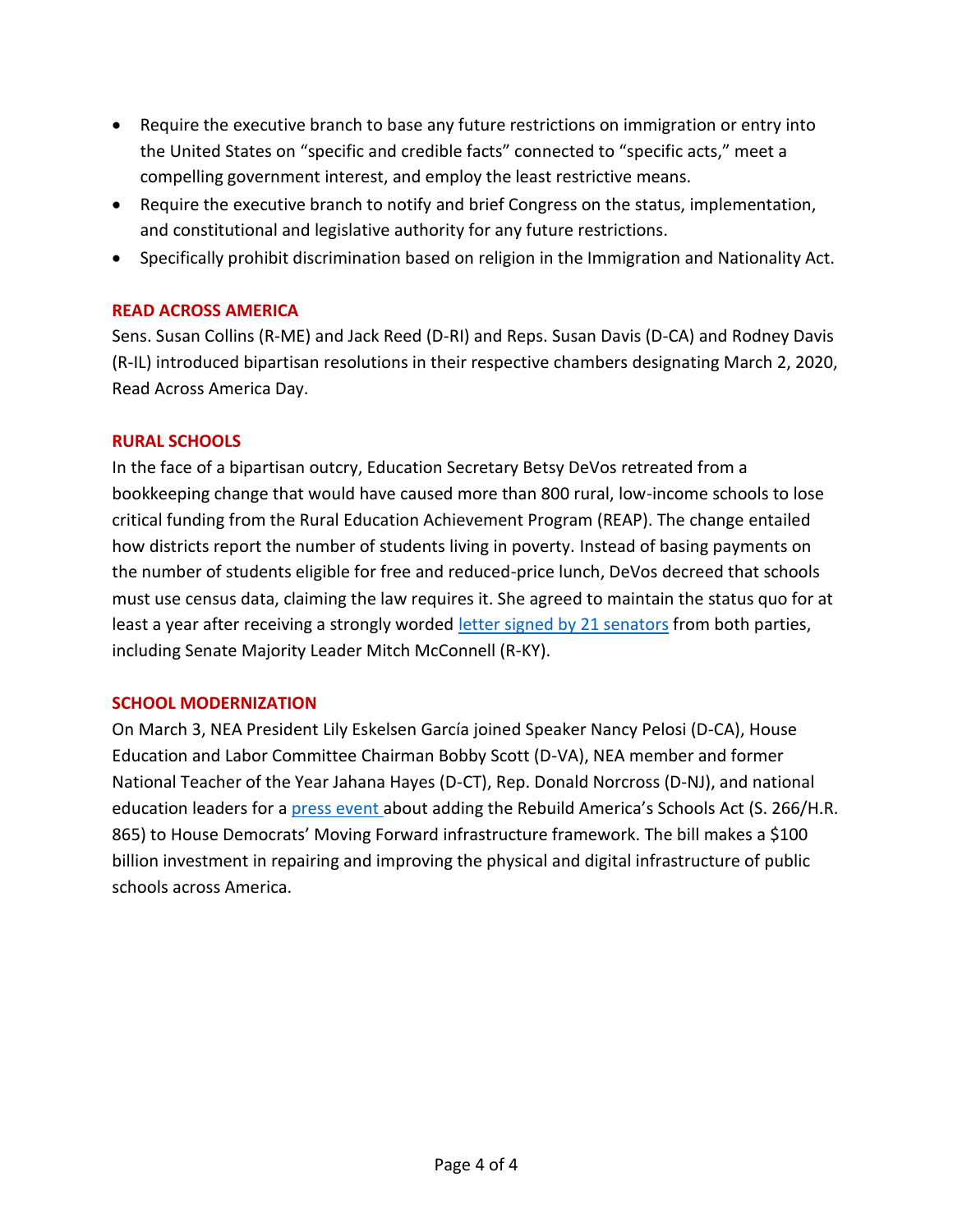- Require the executive branch to base any future restrictions on immigration or entry into the United States on "specific and credible facts" connected to "specific acts," meet a compelling government interest, and employ the least restrictive means.
- Require the executive branch to notify and brief Congress on the status, implementation, and constitutional and legislative authority for any future restrictions.
- Specifically prohibit discrimination based on religion in the Immigration and Nationality Act.

## READ ACROSS AMERICA

Sens. Susan Collins (R-ME) and Jack Reed (D-RI) and Reps. Susan Davis (D-CA) and Rodney Davis (R-IL) introduced bipartisan resolutions in their respective chambers designating March 2, 2020, Read Across America Day.

## RURAL SCHOOLS

In the face of a bipartisan outcry, Education Secretary Betsy DeVos retreated from a bookkeeping change that would have caused more than 800 rural, low-income schools to lose critical funding from the Rural Education Achievement Program (REAP). The change entailed how districts report the number of students living in poverty. Instead of basing payments on the number of students eligible for free and reduced-price lunch, DeVos decreed that schools must use census data, claiming the law requires it. She agreed to maintain the status quo for at least a year after receiving a strongly worded letter signed by 21 senators from both parties, including Senate Majority Leader Mitch McConnell (R-KY).

## SCHOOL MODERNIZATION

On March 3, NEA President Lily Eskelsen García joined Speaker Nancy Pelosi (D-CA), House Education and Labor Committee Chairman Bobby Scott (D-VA), NEA member and former National Teacher of the Year Jahana Hayes (D-CT), Rep. Donald Norcross (D-NJ), and national education leaders for a press event about adding the Rebuild America's Schools Act (S. 266/H.R. 865) to House Democrats' Moving Forward infrastructure framework. The bill makes a $100 billion investment in repairing and improving the physical and digital infrastructure of public schools across America.